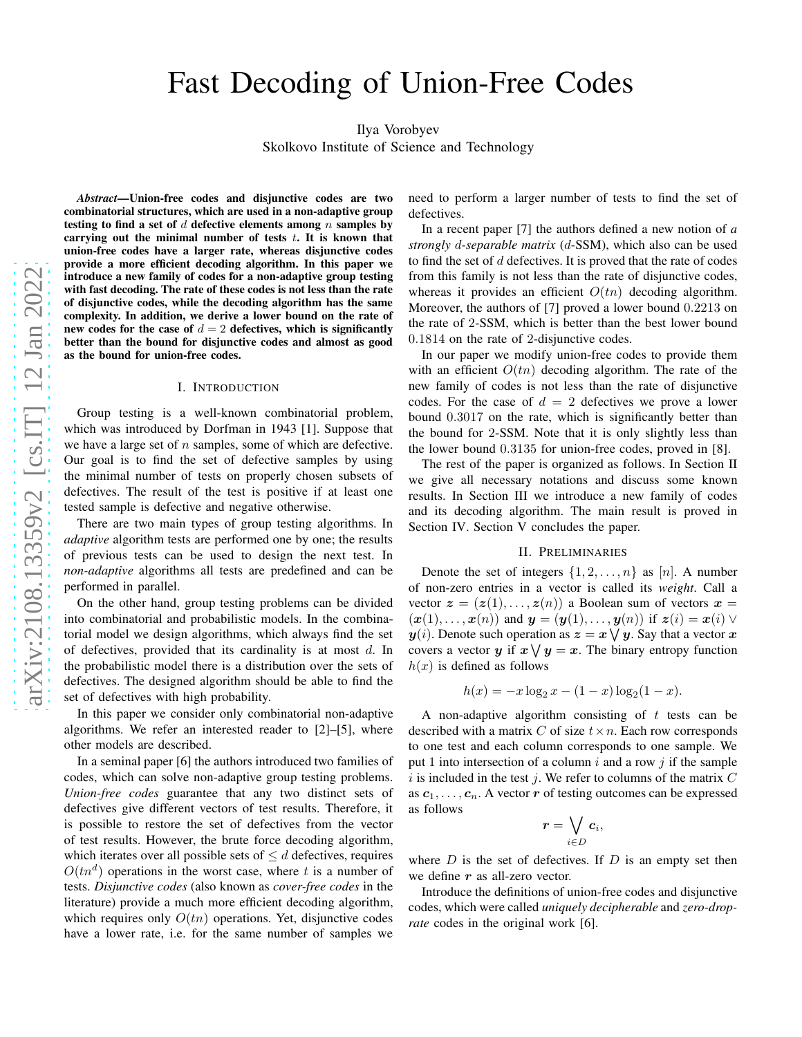# Fast Decoding of Union-Free Codes

Ilya Vorobyev
Skolkovo Institute of Science and Technology

***Abstract*—Union-free codes and disjunctive codes are two combinatorial structures, which are used in a non-adaptive group testing to find a set of $d$ defective elements among $n$ samples by carrying out the minimal number of tests $t$. It is known that union-free codes have a larger rate, whereas disjunctive codes provide a more efficient decoding algorithm. In this paper we introduce a new family of codes for a non-adaptive group testing with fast decoding. The rate of these codes is not less than the rate of disjunctive codes, while the decoding algorithm has the same complexity. In addition, we derive a lower bound on the rate of new codes for the case of $d = 2$ defectives, which is significantly better than the bound for disjunctive codes and almost as good as the bound for union-free codes.**

## I. Introduction

Group testing is a well-known combinatorial problem, which was introduced by Dorfman in 1943 [1]. Suppose that we have a large set of $n$ samples, some of which are defective. Our goal is to find the set of defective samples by using the minimal number of tests on properly chosen subsets of defectives. The result of the test is positive if at least one tested sample is defective and negative otherwise.

There are two main types of group testing algorithms. In *adaptive* algorithm tests are performed one by one; the results of previous tests can be used to design the next test. In *non-adaptive* algorithms all tests are predefined and can be performed in parallel.

On the other hand, group testing problems can be divided into combinatorial and probabilistic models. In the combinatorial model we design algorithms, which always find the set of defectives, provided that its cardinality is at most $d$. In the probabilistic model there is a distribution over the sets of defectives. The designed algorithm should be able to find the set of defectives with high probability.

In this paper we consider only combinatorial non-adaptive algorithms. We refer an interested reader to [2]–[5], where other models are described.

In a seminal paper [6] the authors introduced two families of codes, which can solve non-adaptive group testing problems. *Union-free codes* guarantee that any two distinct sets of defectives give different vectors of test results. Therefore, it is possible to restore the set of defectives from the vector of test results. However, the brute force decoding algorithm, which iterates over all possible sets of $\leq d$ defectives, requires $O(tn^d)$ operations in the worst case, where $t$ is a number of tests. *Disjunctive codes* (also known as *cover-free codes* in the literature) provide a much more efficient decoding algorithm, which requires only $O(tn)$ operations. Yet, disjunctive codes have a lower rate, i.e. for the same number of samples we need to perform a larger number of tests to find the set of defectives.

In a recent paper [7] the authors defined a new notion of *a strongly $d$-separable matrix* ($d$-SSM), which also can be used to find the set of $d$ defectives. It is proved that the rate of codes from this family is not less than the rate of disjunctive codes, whereas it provides an efficient $O(tn)$ decoding algorithm. Moreover, the authors of [7] proved a lower bound $0.2213$ on the rate of 2-SSM, which is better than the best lower bound $0.1814$ on the rate of 2-disjunctive codes.

In our paper we modify union-free codes to provide them with an efficient $O(tn)$ decoding algorithm. The rate of the new family of codes is not less than the rate of disjunctive codes. For the case of $d = 2$ defectives we prove a lower bound $0.3017$ on the rate, which is significantly better than the bound for 2-SSM. Note that it is only slightly less than the lower bound $0.3135$ for union-free codes, proved in [8].

The rest of the paper is organized as follows. In Section II we give all necessary notations and discuss some known results. In Section III we introduce a new family of codes and its decoding algorithm. The main result is proved in Section IV. Section V concludes the paper.

## II. Preliminaries

Denote the set of integers $\{1, 2, \ldots, n\}$ as $[n]$. A number of non-zero entries in a vector is called its *weight*. Call a vector $\boldsymbol{z} = (\boldsymbol{z}(1), \ldots, \boldsymbol{z}(n))$ a Boolean sum of vectors $\boldsymbol{x} = (\boldsymbol{x}(1), \ldots, \boldsymbol{x}(n))$ and $\boldsymbol{y} = (\boldsymbol{y}(1), \ldots, \boldsymbol{y}(n))$ if $\boldsymbol{z}(i) = \boldsymbol{x}(i) \vee \boldsymbol{y}(i)$. Denote such operation as $\boldsymbol{z} = \boldsymbol{x} \bigvee \boldsymbol{y}$. Say that a vector $\boldsymbol{x}$ covers a vector $\boldsymbol{y}$ if $\boldsymbol{x} \bigvee \boldsymbol{y} = \boldsymbol{x}$. The binary entropy function $h(x)$ is defined as follows

$$h(x) = -x \log_2 x - (1 - x) \log_2(1 - x).$$

A non-adaptive algorithm consisting of $t$ tests can be described with a matrix $C$ of size $t \times n$. Each row corresponds to one test and each column corresponds to one sample. We put 1 into intersection of a column $i$ and a row $j$ if the sample $i$ is included in the test $j$. We refer to columns of the matrix $C$ as $\boldsymbol{c}_1, \ldots, \boldsymbol{c}_n$. A vector $\boldsymbol{r}$ of testing outcomes can be expressed as follows

$$\boldsymbol{r} = \bigvee_{i \in D} \boldsymbol{c}_i,$$

where $D$ is the set of defectives. If $D$ is an empty set then we define $\boldsymbol{r}$ as all-zero vector.

Introduce the definitions of union-free codes and disjunctive codes, which were called *uniquely decipherable* and *zero-drop-rate* codes in the original work [6].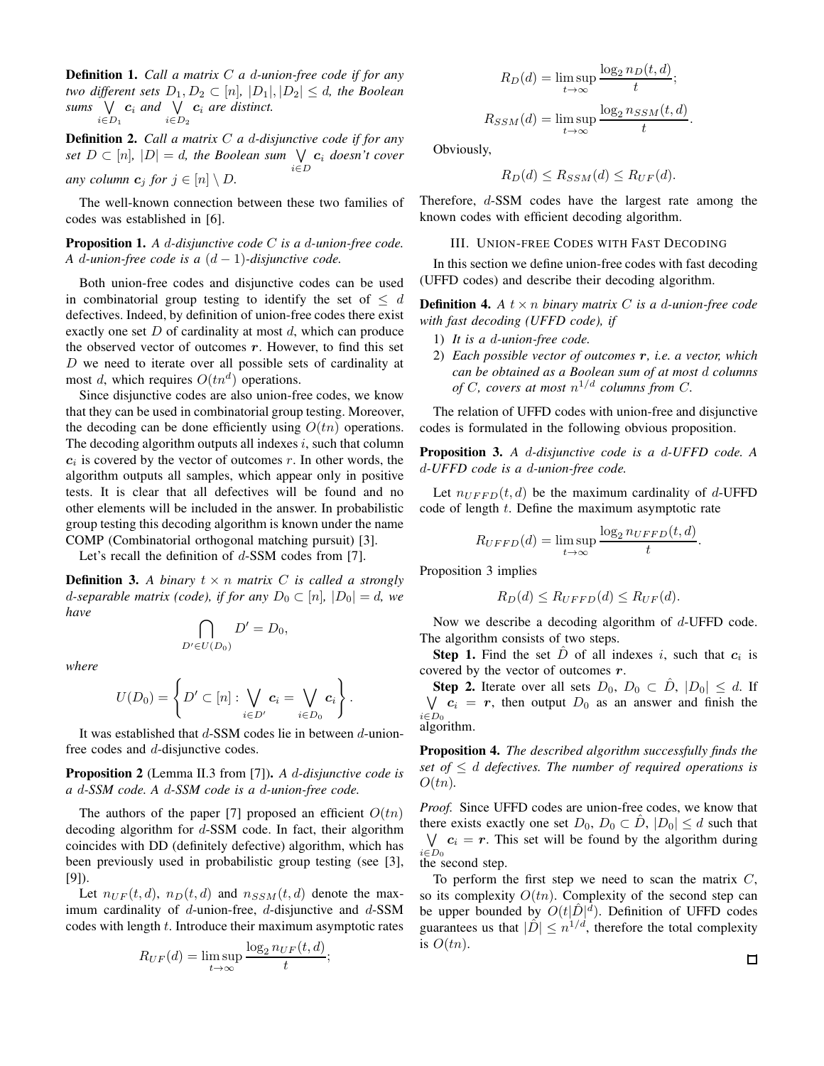**Definition 1.** *Call a matrix $C$ a $d$-union-free code if for any two different sets $D_1, D_2 \subset [n]$, $|D_1|, |D_2| \le d$, the Boolean sums $\bigvee\limits_{i \in D_1} \boldsymbol{c}_i$ and $\bigvee\limits_{i \in D_2} \boldsymbol{c}_i$ are distinct.*

**Definition 2.** *Call a matrix $C$ a $d$-disjunctive code if for any set $D \subset [n]$, $|D| = d$, the Boolean sum $\bigvee\limits_{i \in D} \boldsymbol{c}_i$ doesn't cover any column $\boldsymbol{c}_j$ for $j \in [n] \setminus D$.*

The well-known connection between these two families of codes was established in [6].

**Proposition 1.** *A $d$-disjunctive code $C$ is a $d$-union-free code. A $d$-union-free code is a $(d-1)$-disjunctive code.*

Both union-free codes and disjunctive codes can be used in combinatorial group testing to identify the set of $\le d$ defectives. Indeed, by definition of union-free codes there exist exactly one set $D$ of cardinality at most $d$, which can produce the observed vector of outcomes $\boldsymbol{r}$. However, to find this set $D$ we need to iterate over all possible sets of cardinality at most $d$, which requires $O(tn^d)$ operations.

Since disjunctive codes are also union-free codes, we know that they can be used in combinatorial group testing. Moreover, the decoding can be done efficiently using $O(tn)$ operations. The decoding algorithm outputs all indexes $i$, such that column $\boldsymbol{c}_i$ is covered by the vector of outcomes $r$. In other words, the algorithm outputs all samples, which appear only in positive tests. It is clear that all defectives will be found and no other elements will be included in the answer. In probabilistic group testing this decoding algorithm is known under the name COMP (Combinatorial orthogonal matching pursuit) [3].

Let's recall the definition of $d$-SSM codes from [7].

**Definition 3.** *A binary $t \times n$ matrix $C$ is called a strongly $d$-separable matrix (code), if for any $D_0 \subset [n]$, $|D_0| = d$, we have*

$$\bigcap_{D' \in U(D_0)} D' = D_0,$$

*where*

$$U(D_0) = \left\{ D' \subset [n] : \bigvee_{i \in D'} \boldsymbol{c}_i = \bigvee_{i \in D_0} \boldsymbol{c}_i \right\}.$$

It was established that $d$-SSM codes lie in between $d$-union-free codes and $d$-disjunctive codes.

**Proposition 2** (Lemma II.3 from [7]). *A $d$-disjunctive code is a $d$-SSM code. A $d$-SSM code is a $d$-union-free code.*

The authors of the paper [7] proposed an efficient $O(tn)$ decoding algorithm for $d$-SSM code. In fact, their algorithm coincides with DD (definitely defective) algorithm, which has been previously used in probabilistic group testing (see [3], [9]).

Let $n_{UF}(t, d)$, $n_D(t, d)$ and $n_{SSM}(t, d)$ denote the maximum cardinality of $d$-union-free, $d$-disjunctive and $d$-SSM codes with length $t$. Introduce their maximum asymptotic rates

$$R_{UF}(d) = \limsup_{t \to \infty} \frac{\log_2 n_{UF}(t, d)}{t};$$

$$R_D(d) = \limsup_{t \to \infty} \frac{\log_2 n_D(t, d)}{t};$$

$$R_{SSM}(d) = \limsup_{t \to \infty} \frac{\log_2 n_{SSM}(t, d)}{t}.$$

Obviously,

$$R_D(d) \le R_{SSM}(d) \le R_{UF}(d).$$

Therefore, $d$-SSM codes have the largest rate among the known codes with efficient decoding algorithm.

## III. Union-free Codes with Fast Decoding

In this section we define union-free codes with fast decoding (UFFD codes) and describe their decoding algorithm.

**Definition 4.** *A $t \times n$ binary matrix $C$ is a $d$-union-free code with fast decoding (UFFD code), if*

1) *It is a $d$-union-free code.*
2) *Each possible vector of outcomes $\boldsymbol{r}$, i.e. a vector, which can be obtained as a Boolean sum of at most $d$ columns of $C$, covers at most $n^{1/d}$ columns from $C$.*

The relation of UFFD codes with union-free and disjunctive codes is formulated in the following obvious proposition.

**Proposition 3.** *A $d$-disjunctive code is a $d$-UFFD code. A $d$-UFFD code is a $d$-union-free code.*

Let $n_{UFFD}(t, d)$ be the maximum cardinality of $d$-UFFD code of length $t$. Define the maximum asymptotic rate

$$R_{UFFD}(d) = \limsup_{t \to \infty} \frac{\log_2 n_{UFFD}(t, d)}{t}.$$

Proposition 3 implies

$$R_D(d) \le R_{UFFD}(d) \le R_{UF}(d).$$

Now we describe a decoding algorithm of $d$-UFFD code. The algorithm consists of two steps.

**Step 1.** Find the set $\hat{D}$ of all indexes $i$, such that $\boldsymbol{c}_i$ is covered by the vector of outcomes $\boldsymbol{r}$.

**Step 2.** Iterate over all sets $D_0$, $D_0 \subset \hat{D}$, $|D_0| \le d$. If $\bigvee\limits_{i \in D_0} \boldsymbol{c}_i = \boldsymbol{r}$, then output $D_0$ as an answer and finish the algorithm.

**Proposition 4.** *The described algorithm successfully finds the set of $\le d$ defectives. The number of required operations is $O(tn)$.*

*Proof.* Since UFFD codes are union-free codes, we know that there exists exactly one set $D_0$, $D_0 \subset \hat{D}$, $|D_0| \le d$ such that $\bigvee\limits_{i \in D_0} \boldsymbol{c}_i = \boldsymbol{r}$. This set will be found by the algorithm during the second step.

To perform the first step we need to scan the matrix $C$, so its complexity $O(tn)$. Complexity of the second step can be upper bounded by $O(t|\hat{D}|^d)$. Definition of UFFD codes guarantees us that $|\hat{D}| \le n^{1/d}$, therefore the total complexity is $O(tn)$.

∎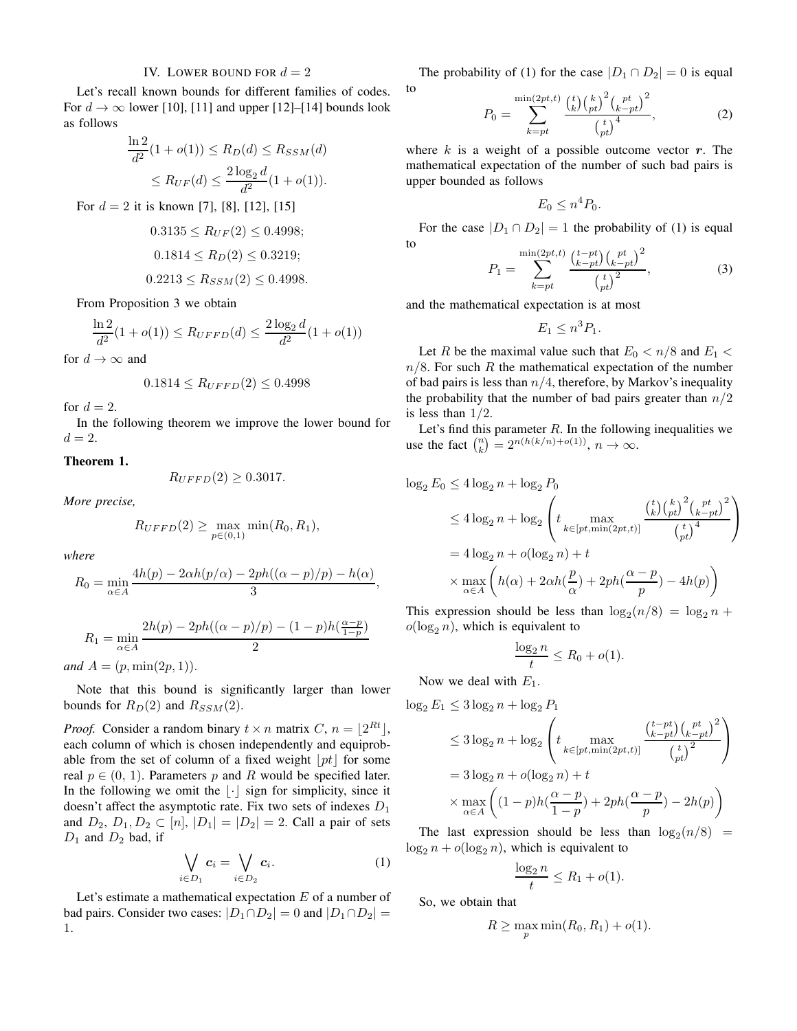## IV. Lower bound for $d = 2$

Let's recall known bounds for different families of codes. For $d \to \infty$ lower [10], [11] and upper [12]–[14] bounds look as follows

$$\frac{\ln 2}{d^2}(1 + o(1)) \le R_D(d) \le R_{SSM}(d)$$
$$\le R_{UF}(d) \le \frac{2\log_2 d}{d^2}(1 + o(1)).$$

For $d = 2$ it is known [7], [8], [12], [15]

$$0.3135 \le R_{UF}(2) \le 0.4998;$$
$$0.1814 \le R_D(2) \le 0.3219;$$
$$0.2213 \le R_{SSM}(2) \le 0.4998.$$

From Proposition 3 we obtain

$$\frac{\ln 2}{d^2}(1 + o(1)) \le R_{UFFD}(d) \le \frac{2\log_2 d}{d^2}(1 + o(1))$$

for $d \to \infty$ and

$$0.1814 \le R_{UFFD}(2) \le 0.4998$$

for $d = 2$.

In the following theorem we improve the lower bound for $d = 2$.

**Theorem 1.**

$$R_{UFFD}(2) \ge 0.3017.$$

*More precise,*

$$R_{UFFD}(2) \ge \max_{p\in(0,1)} \min(R_0, R_1),$$

*where*

$$R_0 = \min_{\alpha\in A} \frac{4h(p) - 2\alpha h(p/\alpha) - 2ph((\alpha - p)/p) - h(\alpha)}{3},$$

$$R_1 = \min_{\alpha\in A} \frac{2h(p) - 2ph((\alpha - p)/p) - (1-p)h(\frac{\alpha-p}{1-p})}{2}$$

*and* $A = (p, \min(2p, 1))$.

Note that this bound is significantly larger than lower bounds for $R_D(2)$ and $R_{SSM}(2)$.

*Proof.* Consider a random binary $t \times n$ matrix $C$, $n = \lfloor 2^{Rt} \rfloor$, each column of which is chosen independently and equiprobable from the set of column of a fixed weight $\lfloor pt \rfloor$ for some real $p \in (0, 1)$. Parameters $p$ and $R$ would be specified later. In the following we omit the $\lfloor \cdot \rfloor$ sign for simplicity, since it doesn't affect the asymptotic rate. Fix two sets of indexes $D_1$ and $D_2$, $D_1, D_2 \subset [n]$, $|D_1| = |D_2| = 2$. Call a pair of sets $D_1$ and $D_2$ bad, if

$$\bigvee_{i\in D_1} \boldsymbol{c}_i = \bigvee_{i\in D_2} \boldsymbol{c}_i. \tag{1}$$

Let's estimate a mathematical expectation $E$ of a number of bad pairs. Consider two cases: $|D_1 \cap D_2| = 0$ and $|D_1 \cap D_2| = 1$.

The probability of (1) for the case $|D_1 \cap D_2| = 0$ is equal to

$$P_0 = \sum_{k=pt}^{\min(2pt,t)} \frac{\binom{t}{k}\binom{k}{pt}^2\binom{pt}{k-pt}^2}{\binom{t}{pt}^4}, \tag{2}$$

where $k$ is a weight of a possible outcome vector $\boldsymbol{r}$. The mathematical expectation of the number of such bad pairs is upper bounded as follows

$$E_0 \le n^4 P_0.$$

For the case $|D_1 \cap D_2| = 1$ the probability of (1) is equal to

$$P_1 = \sum_{k=pt}^{\min(2pt,t)} \frac{\binom{t-pt}{k-pt}\binom{pt}{k-pt}^2}{\binom{t}{pt}^2}, \tag{3}$$

and the mathematical expectation is at most

$$E_1 \le n^3 P_1.$$

Let $R$ be the maximal value such that $E_0 < n/8$ and $E_1 < n/8$. For such $R$ the mathematical expectation of the number of bad pairs is less than $n/4$, therefore, by Markov's inequality the probability that the number of bad pairs greater than $n/2$ is less than $1/2$.

Let's find this parameter $R$. In the following inequalities we use the fact $\binom{n}{k} = 2^{n(h(k/n)+o(1))}$, $n \to \infty$.

$$\begin{aligned}
\log_2 E_0 &\le 4\log_2 n + \log_2 P_0 \\
&\le 4\log_2 n + \log_2 \left( t \max_{k\in[pt,\min(2pt,t)]} \frac{\binom{t}{k}\binom{k}{pt}^2\binom{pt}{k-pt}^2}{\binom{t}{pt}^4} \right) \\
&= 4\log_2 n + o(\log_2 n) + t \\
&\times \max_{\alpha\in A} \left( h(\alpha) + 2\alpha h(\frac{p}{\alpha}) + 2ph(\frac{\alpha - p}{p}) - 4h(p) \right)
\end{aligned}$$

This expression should be less than $\log_2(n/8) = \log_2 n + o(\log_2 n)$, which is equivalent to

$$\frac{\log_2 n}{t} \le R_0 + o(1).$$

Now we deal with $E_1$.

$$\begin{aligned}
\log_2 E_1 &\le 3\log_2 n + \log_2 P_1 \\
&\le 3\log_2 n + \log_2 \left( t \max_{k\in[pt,\min(2pt,t)]} \frac{\binom{t-pt}{k-pt}\binom{pt}{k-pt}^2}{\binom{t}{pt}^2} \right) \\
&= 3\log_2 n + o(\log_2 n) + t \\
&\times \max_{\alpha\in A} \left( (1-p)h(\frac{\alpha - p}{1-p}) + 2ph(\frac{\alpha - p}{p}) - 2h(p) \right)
\end{aligned}$$

The last expression should be less than $\log_2(n/8) = \log_2 n + o(\log_2 n)$, which is equivalent to

$$\frac{\log_2 n}{t} \le R_1 + o(1).$$

So, we obtain that

$$R \ge \max_p \min(R_0, R_1) + o(1).$$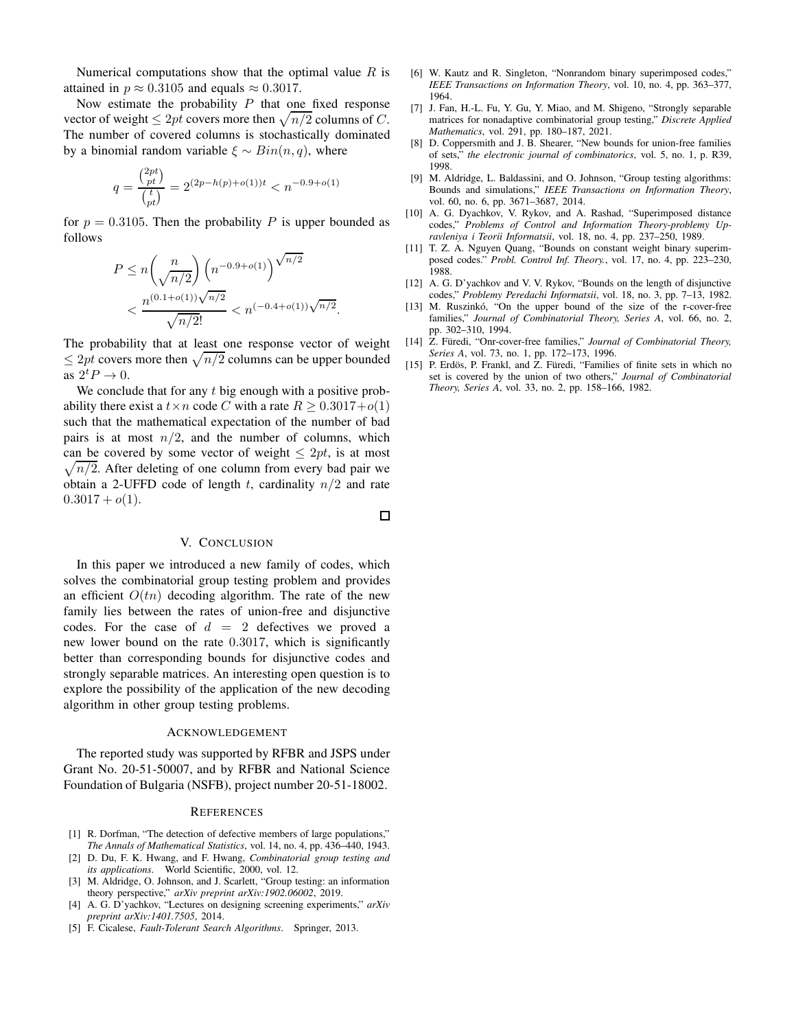Numerical computations show that the optimal value $R$ is attained in $p \approx 0.3105$ and equals $\approx 0.3017$.

Now estimate the probability $P$ that one fixed response vector of weight $\le 2pt$ covers more then $\sqrt{n/2}$ columns of $C$. The number of covered columns is stochastically dominated by a binomial random variable $\xi \sim Bin(n, q)$, where

$$q = \frac{\binom{2pt}{pt}}{\binom{t}{pt}} = 2^{(2p-h(p)+o(1))t} < n^{-0.9+o(1)}$$

for $p = 0.3105$. Then the probability $P$ is upper bounded as follows

$$P \le n\binom{n}{\sqrt{n/2}}\left(n^{-0.9+o(1)}\right)^{\sqrt{n/2}} < \frac{n^{(0.1+o(1))\sqrt{n/2}}}{\sqrt{n/2}!} < n^{(-0.4+o(1))\sqrt{n/2}}.$$

The probability that at least one response vector of weight $\le 2pt$ covers more then $\sqrt{n/2}$ columns can be upper bounded as $2^t P \to 0$.

We conclude that for any $t$ big enough with a positive probability there exist a $t \times n$ code $C$ with a rate $R \ge 0.3017 + o(1)$ such that the mathematical expectation of the number of bad pairs is at most $n/2$, and the number of columns, which can be covered by some vector of weight $\le 2pt$, is at most $\sqrt{n/2}$. After deleting of one column from every bad pair we obtain a 2-UFFD code of length $t$, cardinality $n/2$ and rate $0.3017 + o(1)$.

□

## V. Conclusion

In this paper we introduced a new family of codes, which solves the combinatorial group testing problem and provides an efficient $O(tn)$ decoding algorithm. The rate of the new family lies between the rates of union-free and disjunctive codes. For the case of $d = 2$ defectives we proved a new lower bound on the rate $0.3017$, which is significantly better than corresponding bounds for disjunctive codes and strongly separable matrices. An interesting open question is to explore the possibility of the application of the new decoding algorithm in other group testing problems.

## Acknowledgement

The reported study was supported by RFBR and JSPS under Grant No. 20-51-50007, and by RFBR and National Science Foundation of Bulgaria (NSFB), project number 20-51-18002.

## References

[1] R. Dorfman, "The detection of defective members of large populations," *The Annals of Mathematical Statistics*, vol. 14, no. 4, pp. 436–440, 1943.

[2] D. Du, F. K. Hwang, and F. Hwang, *Combinatorial group testing and its applications*. World Scientific, 2000, vol. 12.

[3] M. Aldridge, O. Johnson, and J. Scarlett, "Group testing: an information theory perspective," *arXiv preprint arXiv:1902.06002*, 2019.

[4] A. G. D'yachkov, "Lectures on designing screening experiments," *arXiv preprint arXiv:1401.7505*, 2014.

[5] F. Cicalese, *Fault-Tolerant Search Algorithms*. Springer, 2013.

[6] W. Kautz and R. Singleton, "Nonrandom binary superimposed codes," *IEEE Transactions on Information Theory*, vol. 10, no. 4, pp. 363–377, 1964.

[7] J. Fan, H.-L. Fu, Y. Gu, Y. Miao, and M. Shigeno, "Strongly separable matrices for nonadaptive combinatorial group testing," *Discrete Applied Mathematics*, vol. 291, pp. 180–187, 2021.

[8] D. Coppersmith and J. B. Shearer, "New bounds for union-free families of sets," *the electronic journal of combinatorics*, vol. 5, no. 1, p. R39, 1998.

[9] M. Aldridge, L. Baldassini, and O. Johnson, "Group testing algorithms: Bounds and simulations," *IEEE Transactions on Information Theory*, vol. 60, no. 6, pp. 3671–3687, 2014.

[10] A. G. Dyachkov, V. Rykov, and A. Rashad, "Superimposed distance codes," *Problems of Control and Information Theory-problemy Upravleniya i Teorii Informatsii*, vol. 18, no. 4, pp. 237–250, 1989.

[11] T. Z. A. Nguyen Quang, "Bounds on constant weight binary superimposed codes." *Probl. Control Inf. Theory.*, vol. 17, no. 4, pp. 223–230, 1988.

[12] A. G. D'yachkov and V. V. Rykov, "Bounds on the length of disjunctive codes," *Problemy Peredachi Informatsii*, vol. 18, no. 3, pp. 7–13, 1982.

[13] M. Ruszinkó, "On the upper bound of the size of the r-cover-free families," *Journal of Combinatorial Theory, Series A*, vol. 66, no. 2, pp. 302–310, 1994.

[14] Z. Füredi, "Onr-cover-free families," *Journal of Combinatorial Theory, Series A*, vol. 73, no. 1, pp. 172–173, 1996.

[15] P. Erdös, P. Frankl, and Z. Füredi, "Families of finite sets in which no set is covered by the union of two others," *Journal of Combinatorial Theory, Series A*, vol. 33, no. 2, pp. 158–166, 1982.